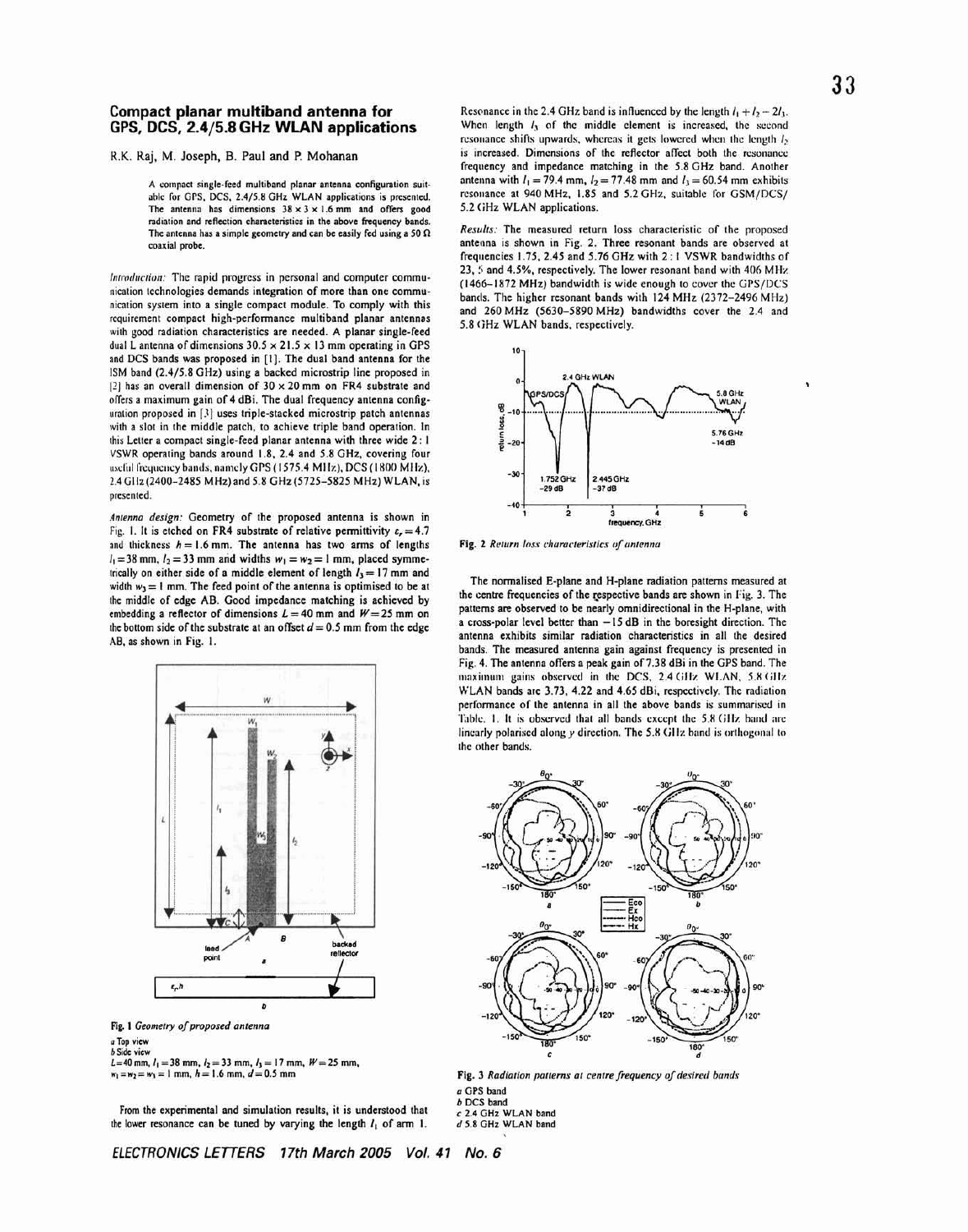## Compact planar multiband antenna for GPS, DCS, 2.4/5.8 GHz WLAN applications

R.K. Raj, M. Joseph, B. Paul and P. Mohanan

> A compact single-feed multiband planar antenna configuration suitable for GPS, DCS, 2.4/5.8 GHz WLAN applications is presented. The antenna has dimensions 38 × 3 × 1.6 mm and offers good radiation and reflection characteristics in the above frequency bands. The antenna has a simple geometry and can be easily fed using a 50 Ω coaxial probe.

*Introduction:* The rapid progress in personal and computer communication technologies demands integration of more than one communication system into a single compact module. To comply with this requirement compact high-performance multiband planar antennas with good radiation characteristics are needed. A planar single-feed dual L antenna of dimensions 30.5 × 21.5 × 13 mm operating in GPS and DCS bands was proposed in [1]. The dual band antenna for the ISM band (2.4/5.8 GHz) using a backed microstrip line proposed in [2] has an overall dimension of 30 × 20 mm on FR4 substrate and offers a maximum gain of 4 dBi. The dual frequency antenna configuration proposed in [3] uses triple-stacked microstrip patch antennas with a slot in the middle patch, to achieve triple band operation. In this Letter a compact single-feed planar antenna with three wide 2:1 VSWR operating bands around 1.8, 2.4 and 5.8 GHz, covering four useful frequency bands, namely GPS (1575.4 MHz), DCS (1800 MHz), 2.4 GHz (2400–2485 MHz) and 5.8 GHz (5725–5825 MHz) WLAN, is presented.

*Antenna design:* Geometry of the proposed antenna is shown in Fig. 1. It is etched on FR4 substrate of relative permittivity $\varepsilon_r = 4.7$ and thickness $h = 1.6$ mm. The antenna has two arms of lengths $l_1 = 38$ mm, $l_2 = 33$ mm and widths $w_1 = w_2 = 1$ mm, placed symmetrically on either side of a middle element of length $l_3 = 17$ mm and width $w_3 = 1$ mm. The feed point of the antenna is optimised to be at the middle of edge AB. Good impedance matching is achieved by embedding a reflector of dimensions $L = 40$ mm and $W = 25$ mm on the bottom side of the substrate at an offset $d = 0.5$ mm from the edge AB, as shown in Fig. 1.

**Fig. 1** *Geometry of proposed antenna*
*a* Top view
*b* Side view
$L = 40$ mm, $l_1 = 38$ mm, $l_2 = 33$ mm, $l_3 = 17$ mm, $W = 25$ mm, $w_1 = w_2 = w_3 = 1$ mm, $h = 1.6$ mm, $d = 0.5$ mm

From the experimental and simulation results, it is understood that the lower resonance can be tuned by varying the length $l_1$ of arm 1. Resonance in the 2.4 GHz band is influenced by the length $l_1 + l_2 - 2l_3$. When length $l_3$ of the middle element is increased, the second resonance shifts upwards, whereas it gets lowered when the length $l_2$ is increased. Dimensions of the reflector affect both the resonance frequency and impedance matching in the 5.8 GHz band. Another antenna with $l_1 = 79.4$ mm, $l_2 = 77.48$ mm and $l_3 = 60.54$ mm exhibits resonance at 940 MHz, 1.85 and 5.2 GHz, suitable for GSM/DCS/5.2 GHz WLAN applications.

*Results:* The measured return loss characteristic of the proposed antenna is shown in Fig. 2. Three resonant bands are observed at frequencies 1.75, 2.45 and 5.76 GHz with 2:1 VSWR bandwidths of 23, 5 and 4.5%, respectively. The lower resonant band with 406 MHz (1466–1872 MHz) bandwidth is wide enough to cover the GPS/DCS bands. The higher resonant bands with 124 MHz (2372–2496 MHz) and 260 MHz (5630–5890 MHz) bandwidths cover the 2.4 and 5.8 GHz WLAN bands, respectively.

**Fig. 2** *Return loss characteristics of antenna*

The normalised E-plane and H-plane radiation patterns measured at the centre frequencies of the respective bands are shown in Fig. 3. The patterns are observed to be nearly omnidirectional in the H-plane, with a cross-polar level better than −15 dB in the boresight direction. The antenna exhibits similar radiation characteristics in all the desired bands. The measured antenna gain against frequency is presented in Fig. 4. The antenna offers a peak gain of 7.38 dBi in the GPS band. The maximum gains observed in the DCS, 2.4 GHz WLAN, 5.8 GHz WLAN bands are 3.73, 4.22 and 4.65 dBi, respectively. The radiation performance of the antenna in all the above bands is summarised in Table 1. It is observed that all bands except the 5.8 GHz band are linearly polarised along $y$ direction. The 5.8 GHz band is orthogonal to the other bands.

**Fig. 3** *Radiation patterns at centre frequency of desired bands*
*a* GPS band
*b* DCS band
*c* 2.4 GHz WLAN band
*d* 5.8 GHz WLAN band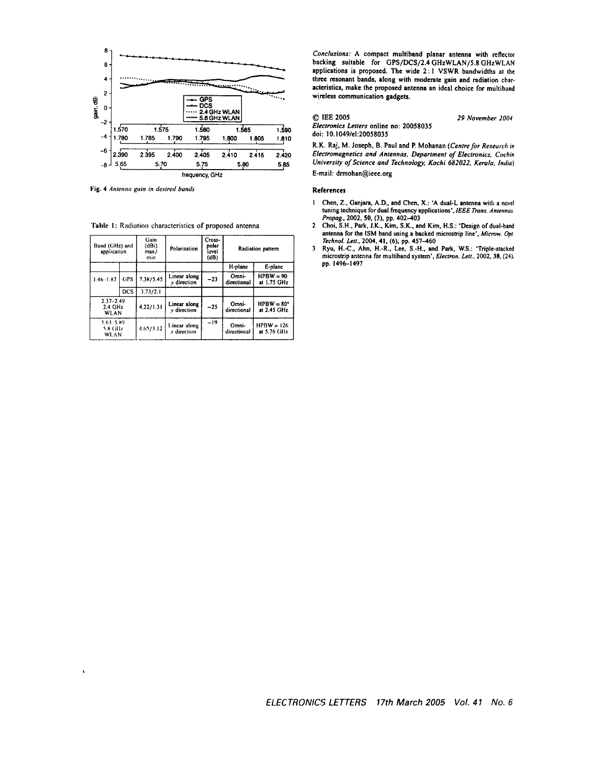8
6
4
2
0
−2
−4
−6
−8
gain, dB
GPS
DCS
2.4 GHz WLAN
5.8 GHz WLAN
1.570 1.575 1.580 1.585 1.590
1.780 1.785 1.790 1.795 1.800 1.805 1.810
2.390 2.395 2.400 2.405 2.410 2.415 2.420
5.65 5.70 5.75 5.80 5.85
frequency, GHz

**Fig. 4** *Antenna gain in desired bands*

**Table 1:** Radiation characteristics of proposed antenna

| Band (GHz) and application | | Gain (dBi) max/min | Polarisation | Cross-polar level (dB) | Radiation pattern | |
|---|---|---|---|---|---|---|
| | | | | | H-plane | E-plane |
| 1.46–1.87 | GPS | 7.38/5.45 | Linear along y direction | −23 | Omni-directional | HPBW = 90 at 1.75 GHz |
| | DCS | 3.73/2.1 | | | | |
| 2.37–2.49 2.4 GHz WLAN | | 4.22/1.31 | Linear along y direction | −25 | Omni-directional | HPBW = 80° at 2.45 GHz |
| 5.63–5.89 5.8 GHz WLAN | | 4.65/3.12 | Linear along x direction | −19 | Omni-directional | HPBW = 126 at 5.76 GHz |

*Conclusions:* A compact multiband planar antenna with reflector backing suitable for GPS/DCS/2.4 GHzWLAN/5.8 GHzWLAN applications is proposed. The wide 2:1 VSWR bandwidths at the three resonant bands, along with moderate gain and radiation characteristics, make the proposed antenna an ideal choice for multiband wireless communication gadgets.

© IEE 2005 *29 November 2004*

*Electronics Letters* online no: 20058035

doi: 10.1049/el:20058035

R.K. Raj, M. Joseph, B. Paul and P. Mohanan (*Centre for Research in Electromagnetics and Antennas, Department of Electronics, Cochin University of Science and Technology, Kochi 682022, Kerala, India*)

E-mail: drmohan@ieee.org

## References

1. Chen, Z., Ganjara, A.D., and Chen, X.: 'A dual-L antenna with a novel tuning technique for dual frequency applications', *IEEE Trans. Antennas Propag.*, 2002, **50**, (3), pp. 402–403
2. Choi, S.H., Park, J.K., Kim, S.K., and Kim, H.S.: 'Design of dual-band antenna for the ISM band using a backed microstrip line', *Microw. Opt. Technol. Lett.*, 2004, **41**, (6), pp. 457–460
3. Ryu, H.-C., Ahn, H.-R., Lee, S.-H., and Park, W.S.: 'Triple-stacked microstrip antenna for multiband system', *Electron. Lett.*, 2002, **38**, (24), pp. 1496–1497